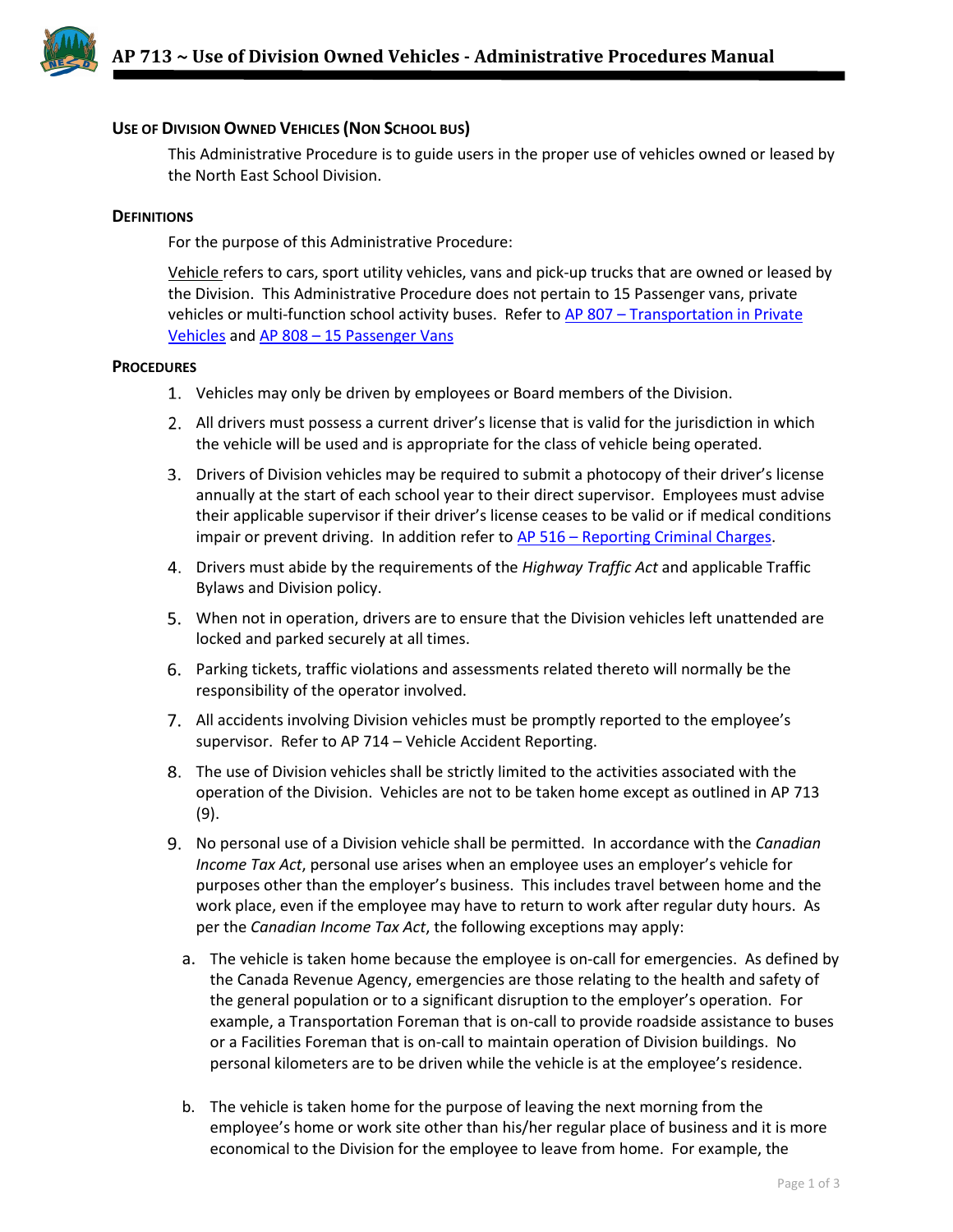# AP 713 ~ Use of Division Owned Vehicles - Administrative Procedures Manual

## Use of Division Owned Vehicles (Non School bus)

This Administrative Procedure is to guide users in the proper use of vehicles owned or leased by the North East School Division.

## Definitions

For the purpose of this Administrative Procedure:

Vehicle refers to cars, sport utility vehicles, vans and pick-up trucks that are owned or leased by the Division. This Administrative Procedure does not pertain to 15 Passenger vans, private vehicles or multi-function school activity buses. Refer to AP 807 – Transportation in Private Vehicles and AP 808 – 15 Passenger Vans

## Procedures

1. Vehicles may only be driven by employees or Board members of the Division.
2. All drivers must possess a current driver's license that is valid for the jurisdiction in which the vehicle will be used and is appropriate for the class of vehicle being operated.
3. Drivers of Division vehicles may be required to submit a photocopy of their driver's license annually at the start of each school year to their direct supervisor. Employees must advise their applicable supervisor if their driver's license ceases to be valid or if medical conditions impair or prevent driving. In addition refer to AP 516 – Reporting Criminal Charges.
4. Drivers must abide by the requirements of the *Highway Traffic Act* and applicable Traffic Bylaws and Division policy.
5. When not in operation, drivers are to ensure that the Division vehicles left unattended are locked and parked securely at all times.
6. Parking tickets, traffic violations and assessments related thereto will normally be the responsibility of the operator involved.
7. All accidents involving Division vehicles must be promptly reported to the employee's supervisor. Refer to AP 714 – Vehicle Accident Reporting.
8. The use of Division vehicles shall be strictly limited to the activities associated with the operation of the Division. Vehicles are not to be taken home except as outlined in AP 713 (9).
9. No personal use of a Division vehicle shall be permitted. In accordance with the *Canadian Income Tax Act*, personal use arises when an employee uses an employer's vehicle for purposes other than the employer's business. This includes travel between home and the work place, even if the employee may have to return to work after regular duty hours. As per the *Canadian Income Tax Act*, the following exceptions may apply:
   a. The vehicle is taken home because the employee is on-call for emergencies. As defined by the Canada Revenue Agency, emergencies are those relating to the health and safety of the general population or to a significant disruption to the employer's operation. For example, a Transportation Foreman that is on-call to provide roadside assistance to buses or a Facilities Foreman that is on-call to maintain operation of Division buildings. No personal kilometers are to be driven while the vehicle is at the employee's residence.
   b. The vehicle is taken home for the purpose of leaving the next morning from the employee's home or work site other than his/her regular place of business and it is more economical to the Division for the employee to leave from home. For example, the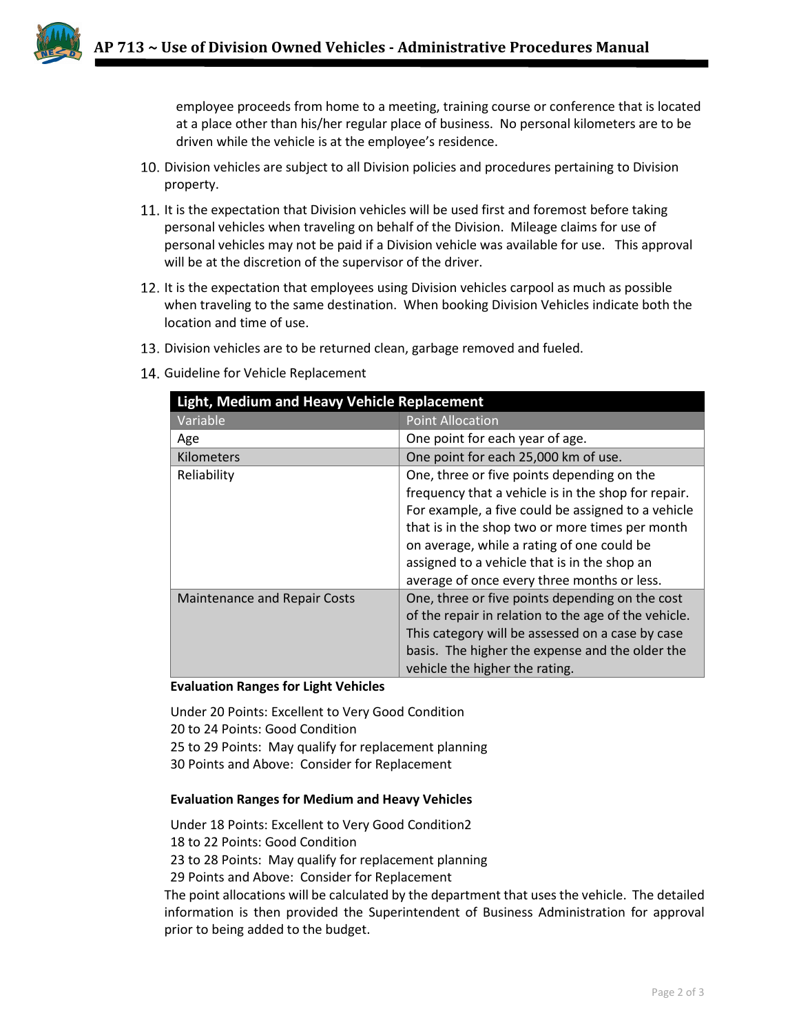employee proceeds from home to a meeting, training course or conference that is located at a place other than his/her regular place of business. No personal kilometers are to be driven while the vehicle is at the employee's residence.

10. Division vehicles are subject to all Division policies and procedures pertaining to Division property.
11. It is the expectation that Division vehicles will be used first and foremost before taking personal vehicles when traveling on behalf of the Division. Mileage claims for use of personal vehicles may not be paid if a Division vehicle was available for use. This approval will be at the discretion of the supervisor of the driver.
12. It is the expectation that employees using Division vehicles carpool as much as possible when traveling to the same destination. When booking Division Vehicles indicate both the location and time of use.
13. Division vehicles are to be returned clean, garbage removed and fueled.
14. Guideline for Vehicle Replacement

| Light, Medium and Heavy Vehicle Replacement | |
|---|---|
| Variable | Point Allocation |
| Age | One point for each year of age. |
| Kilometers | One point for each 25,000 km of use. |
| Reliability | One, three or five points depending on the frequency that a vehicle is in the shop for repair. For example, a five could be assigned to a vehicle that is in the shop two or more times per month on average, while a rating of one could be assigned to a vehicle that is in the shop an average of once every three months or less. |
| Maintenance and Repair Costs | One, three or five points depending on the cost of the repair in relation to the age of the vehicle. This category will be assessed on a case by case basis. The higher the expense and the older the vehicle the higher the rating. |

**Evaluation Ranges for Light Vehicles**

Under 20 Points: Excellent to Very Good Condition
20 to 24 Points: Good Condition
25 to 29 Points: May qualify for replacement planning
30 Points and Above: Consider for Replacement

**Evaluation Ranges for Medium and Heavy Vehicles**

Under 18 Points: Excellent to Very Good Condition2
18 to 22 Points: Good Condition
23 to 28 Points: May qualify for replacement planning
29 Points and Above: Consider for Replacement

The point allocations will be calculated by the department that uses the vehicle. The detailed information is then provided the Superintendent of Business Administration for approval prior to being added to the budget.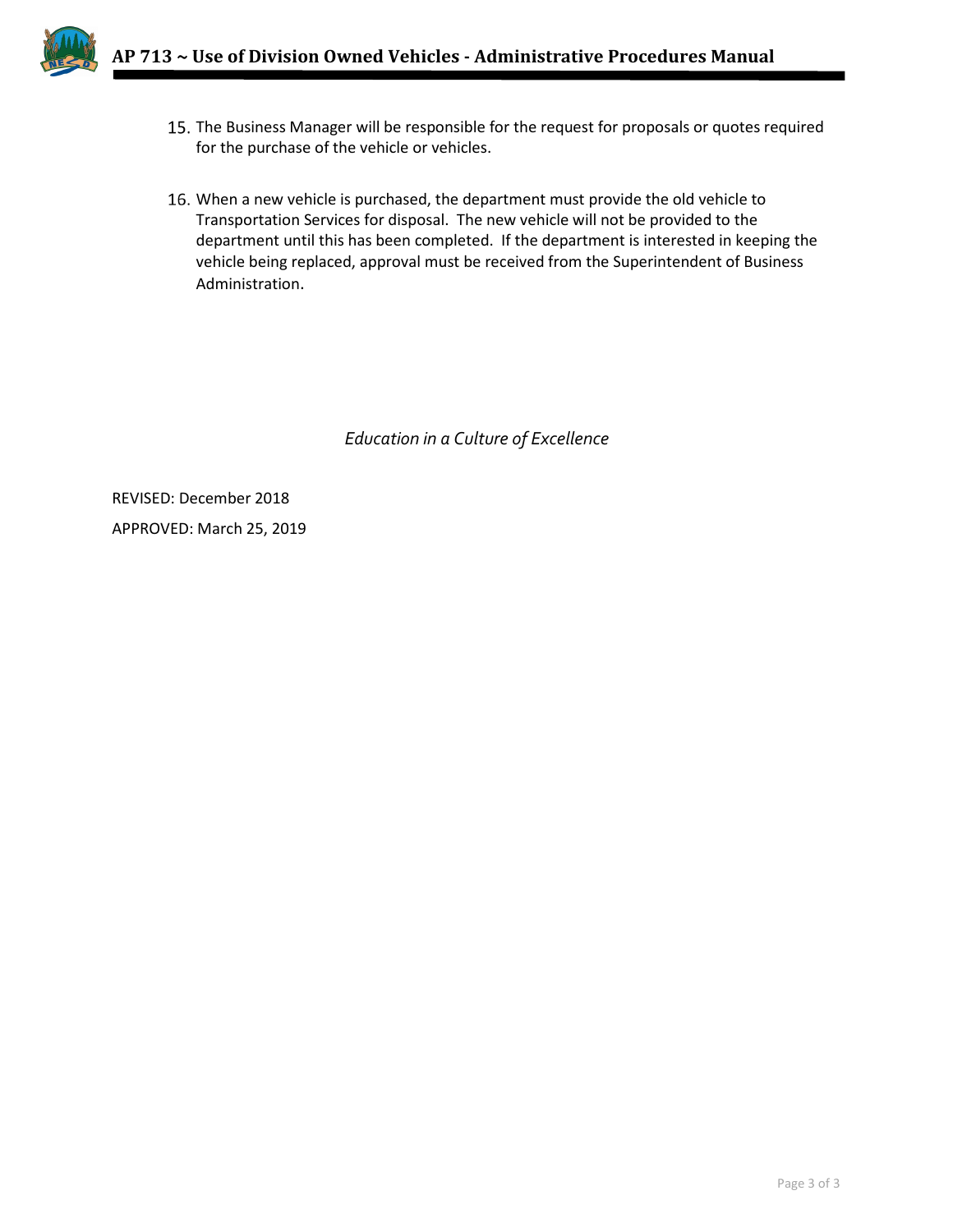15. The Business Manager will be responsible for the request for proposals or quotes required for the purchase of the vehicle or vehicles.

16. When a new vehicle is purchased, the department must provide the old vehicle to Transportation Services for disposal. The new vehicle will not be provided to the department until this has been completed. If the department is interested in keeping the vehicle being replaced, approval must be received from the Superintendent of Business Administration.

*Education in a Culture of Excellence*

REVISED: December 2018

APPROVED: March 25, 2019